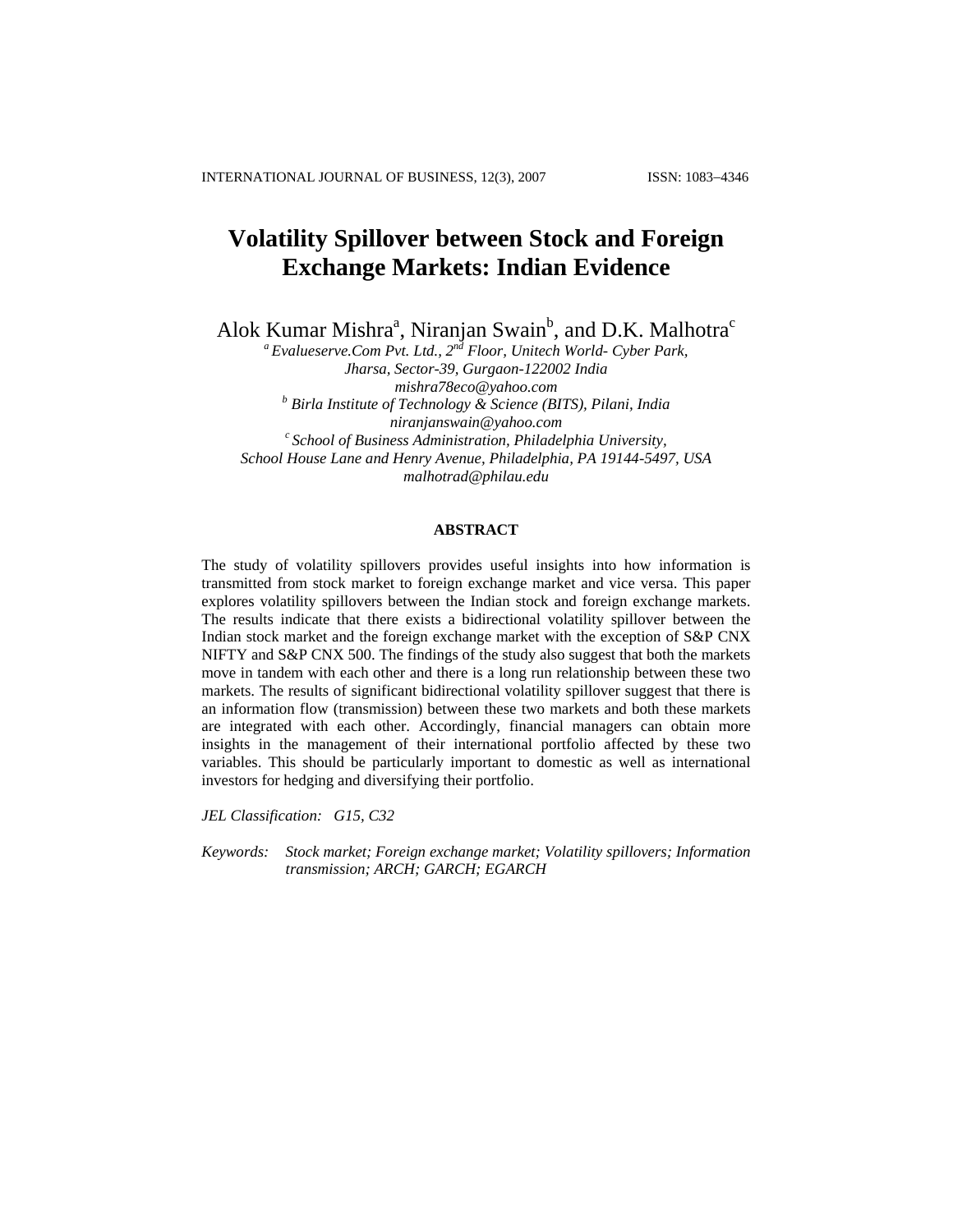# Volatility Spillover between Stock and Foreign Exchange Markets: Indian Evidence

Alok Kumar Mishra[a], Niranjan Swain[b], and D.K. Malhotra[c]

[a] *Evalueserve.Com Pvt. Ltd., 2nd Floor, Unitech World- Cyber Park, Jharsa, Sector-39, Gurgaon-122002 India*
*mishra78eco@yahoo.com*

[b] *Birla Institute of Technology & Science (BITS), Pilani, India*
*niranjanswain@yahoo.com*

[c] *School of Business Administration, Philadelphia University, School House Lane and Henry Avenue, Philadelphia, PA 19144-5497, USA*
*malhotrad@philau.edu*

## ABSTRACT

The study of volatility spillovers provides useful insights into how information is transmitted from stock market to foreign exchange market and vice versa. This paper explores volatility spillovers between the Indian stock and foreign exchange markets. The results indicate that there exists a bidirectional volatility spillover between the Indian stock market and the foreign exchange market with the exception of S&P CNX NIFTY and S&P CNX 500. The findings of the study also suggest that both the markets move in tandem with each other and there is a long run relationship between these two markets. The results of significant bidirectional volatility spillover suggest that there is an information flow (transmission) between these two markets and both these markets are integrated with each other. Accordingly, financial managers can obtain more insights in the management of their international portfolio affected by these two variables. This should be particularly important to domestic as well as international investors for hedging and diversifying their portfolio.

*JEL Classification:* *G15, C32*

*Keywords:* *Stock market; Foreign exchange market; Volatility spillovers; Information transmission; ARCH; GARCH; EGARCH*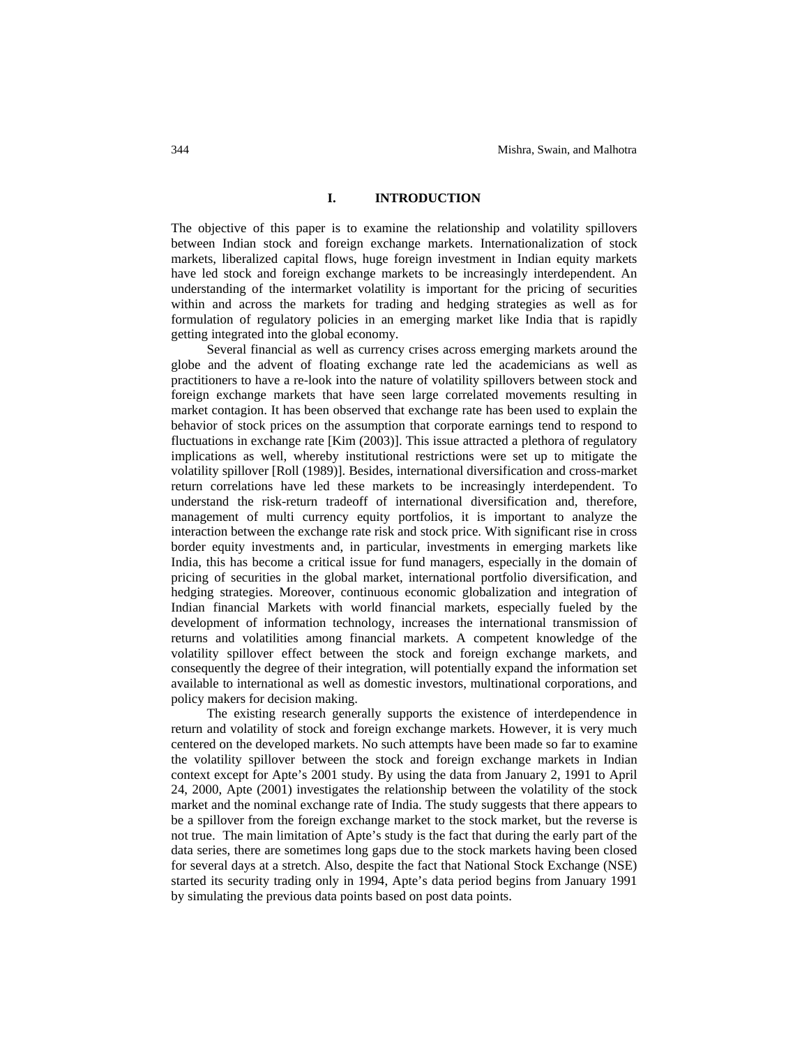## I. INTRODUCTION

The objective of this paper is to examine the relationship and volatility spillovers between Indian stock and foreign exchange markets. Internationalization of stock markets, liberalized capital flows, huge foreign investment in Indian equity markets have led stock and foreign exchange markets to be increasingly interdependent. An understanding of the intermarket volatility is important for the pricing of securities within and across the markets for trading and hedging strategies as well as for formulation of regulatory policies in an emerging market like India that is rapidly getting integrated into the global economy.

Several financial as well as currency crises across emerging markets around the globe and the advent of floating exchange rate led the academicians as well as practitioners to have a re-look into the nature of volatility spillovers between stock and foreign exchange markets that have seen large correlated movements resulting in market contagion. It has been observed that exchange rate has been used to explain the behavior of stock prices on the assumption that corporate earnings tend to respond to fluctuations in exchange rate [Kim (2003)]. This issue attracted a plethora of regulatory implications as well, whereby institutional restrictions were set up to mitigate the volatility spillover [Roll (1989)]. Besides, international diversification and cross-market return correlations have led these markets to be increasingly interdependent. To understand the risk-return tradeoff of international diversification and, therefore, management of multi currency equity portfolios, it is important to analyze the interaction between the exchange rate risk and stock price. With significant rise in cross border equity investments and, in particular, investments in emerging markets like India, this has become a critical issue for fund managers, especially in the domain of pricing of securities in the global market, international portfolio diversification, and hedging strategies. Moreover, continuous economic globalization and integration of Indian financial Markets with world financial markets, especially fueled by the development of information technology, increases the international transmission of returns and volatilities among financial markets. A competent knowledge of the volatility spillover effect between the stock and foreign exchange markets, and consequently the degree of their integration, will potentially expand the information set available to international as well as domestic investors, multinational corporations, and policy makers for decision making.

The existing research generally supports the existence of interdependence in return and volatility of stock and foreign exchange markets. However, it is very much centered on the developed markets. No such attempts have been made so far to examine the volatility spillover between the stock and foreign exchange markets in Indian context except for Apte's 2001 study. By using the data from January 2, 1991 to April 24, 2000, Apte (2001) investigates the relationship between the volatility of the stock market and the nominal exchange rate of India. The study suggests that there appears to be a spillover from the foreign exchange market to the stock market, but the reverse is not true. The main limitation of Apte's study is the fact that during the early part of the data series, there are sometimes long gaps due to the stock markets having been closed for several days at a stretch. Also, despite the fact that National Stock Exchange (NSE) started its security trading only in 1994, Apte's data period begins from January 1991 by simulating the previous data points based on post data points.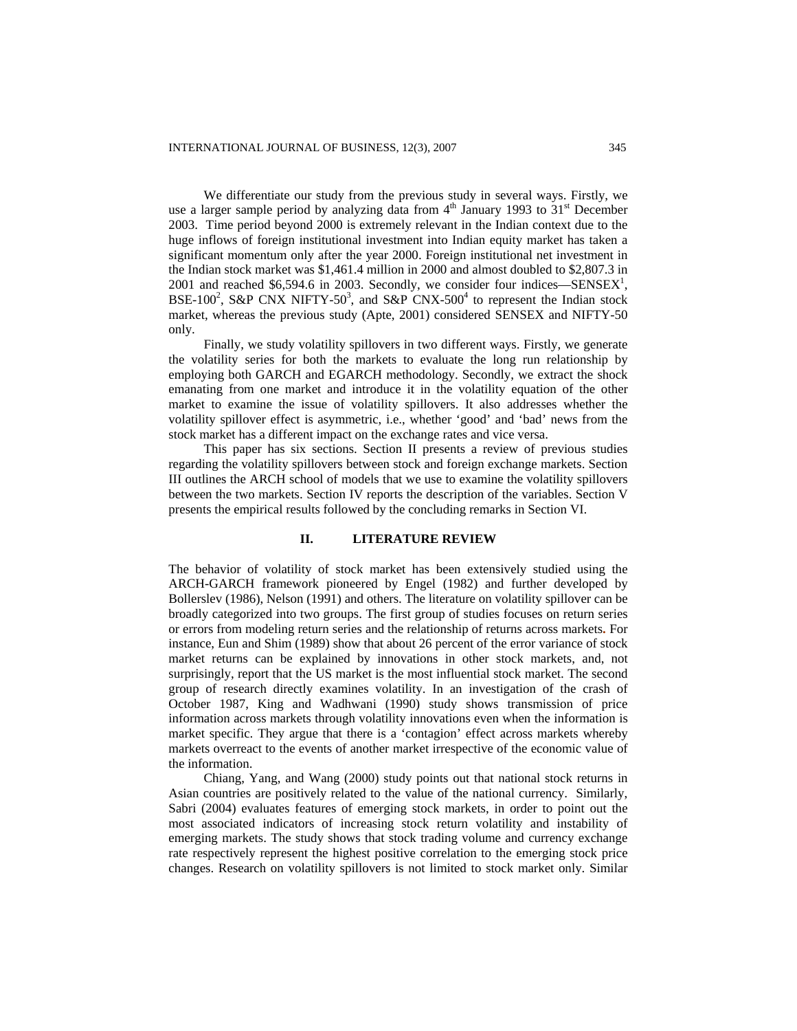We differentiate our study from the previous study in several ways. Firstly, we use a larger sample period by analyzing data from 4th January 1993 to 31st December 2003. Time period beyond 2000 is extremely relevant in the Indian context due to the huge inflows of foreign institutional investment into Indian equity market has taken a significant momentum only after the year 2000. Foreign institutional net investment in the Indian stock market was $1,461.4 million in 2000 and almost doubled to $2,807.3 in 2001 and reached $6,594.6 in 2003. Secondly, we consider four indices—SENSEX[1], BSE-100[2], S&P CNX NIFTY-50[3], and S&P CNX-500[4] to represent the Indian stock market, whereas the previous study (Apte, 2001) considered SENSEX and NIFTY-50 only.

Finally, we study volatility spillovers in two different ways. Firstly, we generate the volatility series for both the markets to evaluate the long run relationship by employing both GARCH and EGARCH methodology. Secondly, we extract the shock emanating from one market and introduce it in the volatility equation of the other market to examine the issue of volatility spillovers. It also addresses whether the volatility spillover effect is asymmetric, i.e., whether 'good' and 'bad' news from the stock market has a different impact on the exchange rates and vice versa.

This paper has six sections. Section II presents a review of previous studies regarding the volatility spillovers between stock and foreign exchange markets. Section III outlines the ARCH school of models that we use to examine the volatility spillovers between the two markets. Section IV reports the description of the variables. Section V presents the empirical results followed by the concluding remarks in Section VI.

## II. LITERATURE REVIEW

The behavior of volatility of stock market has been extensively studied using the ARCH-GARCH framework pioneered by Engel (1982) and further developed by Bollerslev (1986), Nelson (1991) and others. The literature on volatility spillover can be broadly categorized into two groups. The first group of studies focuses on return series or errors from modeling return series and the relationship of returns across markets. For instance, Eun and Shim (1989) show that about 26 percent of the error variance of stock market returns can be explained by innovations in other stock markets, and, not surprisingly, report that the US market is the most influential stock market. The second group of research directly examines volatility. In an investigation of the crash of October 1987, King and Wadhwani (1990) study shows transmission of price information across markets through volatility innovations even when the information is market specific. They argue that there is a 'contagion' effect across markets whereby markets overreact to the events of another market irrespective of the economic value of the information.

Chiang, Yang, and Wang (2000) study points out that national stock returns in Asian countries are positively related to the value of the national currency. Similarly, Sabri (2004) evaluates features of emerging stock markets, in order to point out the most associated indicators of increasing stock return volatility and instability of emerging markets. The study shows that stock trading volume and currency exchange rate respectively represent the highest positive correlation to the emerging stock price changes. Research on volatility spillovers is not limited to stock market only. Similar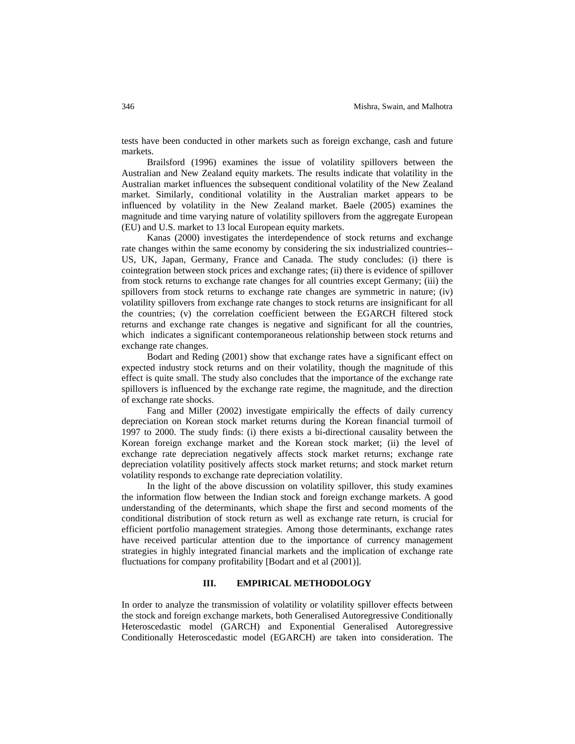tests have been conducted in other markets such as foreign exchange, cash and future markets.

Brailsford (1996) examines the issue of volatility spillovers between the Australian and New Zealand equity markets. The results indicate that volatility in the Australian market influences the subsequent conditional volatility of the New Zealand market. Similarly, conditional volatility in the Australian market appears to be influenced by volatility in the New Zealand market. Baele (2005) examines the magnitude and time varying nature of volatility spillovers from the aggregate European (EU) and U.S. market to 13 local European equity markets.

Kanas (2000) investigates the interdependence of stock returns and exchange rate changes within the same economy by considering the six industrialized countries--US, UK, Japan, Germany, France and Canada. The study concludes: (i) there is cointegration between stock prices and exchange rates; (ii) there is evidence of spillover from stock returns to exchange rate changes for all countries except Germany; (iii) the spillovers from stock returns to exchange rate changes are symmetric in nature; (iv) volatility spillovers from exchange rate changes to stock returns are insignificant for all the countries; (v) the correlation coefficient between the EGARCH filtered stock returns and exchange rate changes is negative and significant for all the countries, which indicates a significant contemporaneous relationship between stock returns and exchange rate changes.

Bodart and Reding (2001) show that exchange rates have a significant effect on expected industry stock returns and on their volatility, though the magnitude of this effect is quite small. The study also concludes that the importance of the exchange rate spillovers is influenced by the exchange rate regime, the magnitude, and the direction of exchange rate shocks.

Fang and Miller (2002) investigate empirically the effects of daily currency depreciation on Korean stock market returns during the Korean financial turmoil of 1997 to 2000. The study finds: (i) there exists a bi-directional causality between the Korean foreign exchange market and the Korean stock market; (ii) the level of exchange rate depreciation negatively affects stock market returns; exchange rate depreciation volatility positively affects stock market returns; and stock market return volatility responds to exchange rate depreciation volatility.

In the light of the above discussion on volatility spillover, this study examines the information flow between the Indian stock and foreign exchange markets. A good understanding of the determinants, which shape the first and second moments of the conditional distribution of stock return as well as exchange rate return, is crucial for efficient portfolio management strategies. Among those determinants, exchange rates have received particular attention due to the importance of currency management strategies in highly integrated financial markets and the implication of exchange rate fluctuations for company profitability [Bodart and et al (2001)].

## III. EMPIRICAL METHODOLOGY

In order to analyze the transmission of volatility or volatility spillover effects between the stock and foreign exchange markets, both Generalised Autoregressive Conditionally Heteroscedastic model (GARCH) and Exponential Generalised Autoregressive Conditionally Heteroscedastic model (EGARCH) are taken into consideration. The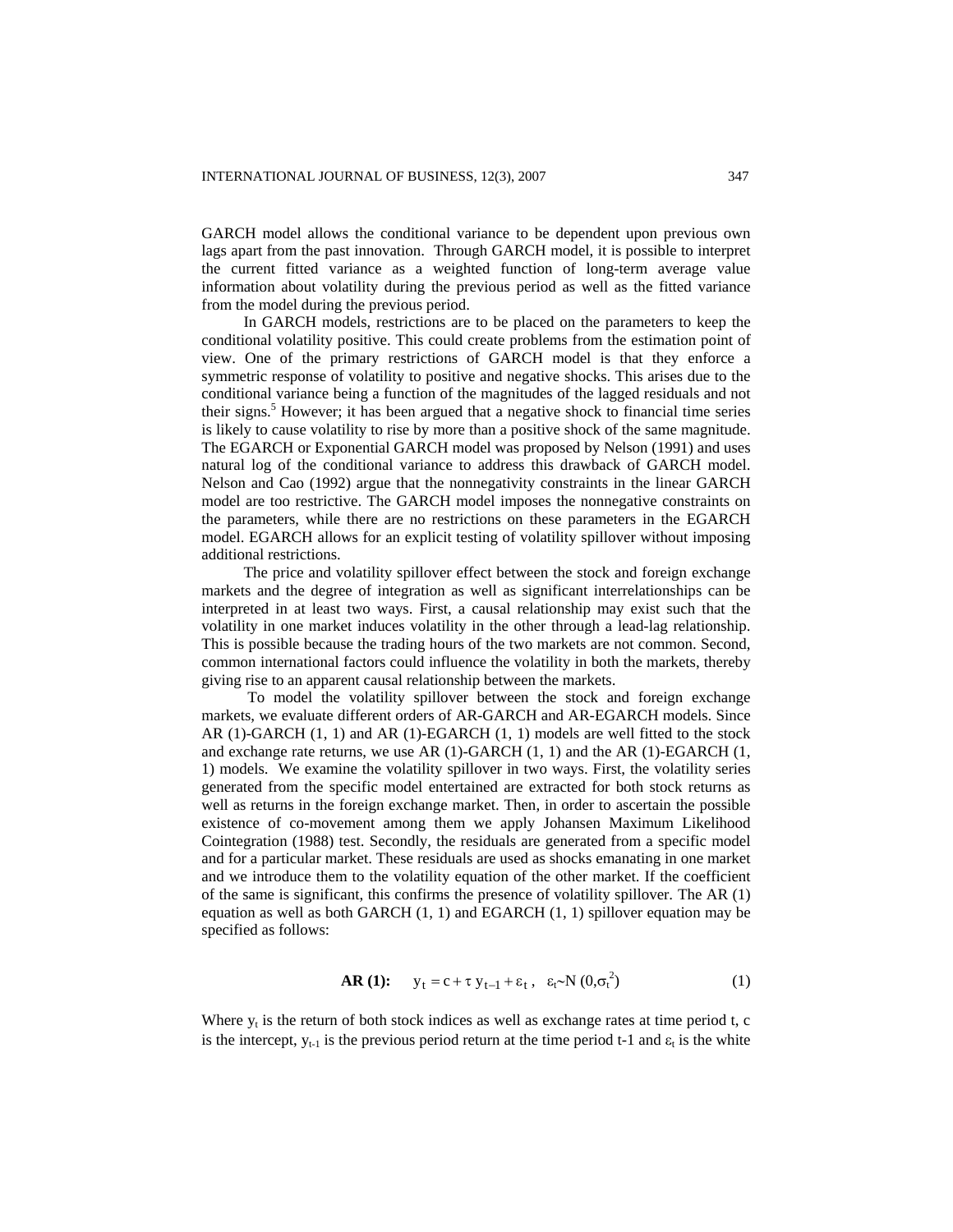GARCH model allows the conditional variance to be dependent upon previous own lags apart from the past innovation. Through GARCH model, it is possible to interpret the current fitted variance as a weighted function of long-term average value information about volatility during the previous period as well as the fitted variance from the model during the previous period.

In GARCH models, restrictions are to be placed on the parameters to keep the conditional volatility positive. This could create problems from the estimation point of view. One of the primary restrictions of GARCH model is that they enforce a symmetric response of volatility to positive and negative shocks. This arises due to the conditional variance being a function of the magnitudes of the lagged residuals and not their signs.[5] However; it has been argued that a negative shock to financial time series is likely to cause volatility to rise by more than a positive shock of the same magnitude. The EGARCH or Exponential GARCH model was proposed by Nelson (1991) and uses natural log of the conditional variance to address this drawback of GARCH model. Nelson and Cao (1992) argue that the nonnegativity constraints in the linear GARCH model are too restrictive. The GARCH model imposes the nonnegative constraints on the parameters, while there are no restrictions on these parameters in the EGARCH model. EGARCH allows for an explicit testing of volatility spillover without imposing additional restrictions.

The price and volatility spillover effect between the stock and foreign exchange markets and the degree of integration as well as significant interrelationships can be interpreted in at least two ways. First, a causal relationship may exist such that the volatility in one market induces volatility in the other through a lead-lag relationship. This is possible because the trading hours of the two markets are not common. Second, common international factors could influence the volatility in both the markets, thereby giving rise to an apparent causal relationship between the markets.

To model the volatility spillover between the stock and foreign exchange markets, we evaluate different orders of AR-GARCH and AR-EGARCH models. Since AR (1)-GARCH (1, 1) and AR (1)-EGARCH (1, 1) models are well fitted to the stock and exchange rate returns, we use AR (1)-GARCH (1, 1) and the AR (1)-EGARCH (1, 1) models. We examine the volatility spillover in two ways. First, the volatility series generated from the specific model entertained are extracted for both stock returns as well as returns in the foreign exchange market. Then, in order to ascertain the possible existence of co-movement among them we apply Johansen Maximum Likelihood Cointegration (1988) test. Secondly, the residuals are generated from a specific model and for a particular market. These residuals are used as shocks emanating in one market and we introduce them to the volatility equation of the other market. If the coefficient of the same is significant, this confirms the presence of volatility spillover. The AR (1) equation as well as both GARCH (1, 1) and EGARCH (1, 1) spillover equation may be specified as follows:

$$\textbf{AR (1):} \quad y_t = c + \tau\, y_{t-1} + \varepsilon_t\,, \quad \varepsilon_t \sim N(0, \sigma_t^2) \tag{1}$$

Where $y_t$ is the return of both stock indices as well as exchange rates at time period t, c is the intercept, $y_{t-1}$ is the previous period return at the time period t-1 and $\varepsilon_t$ is the white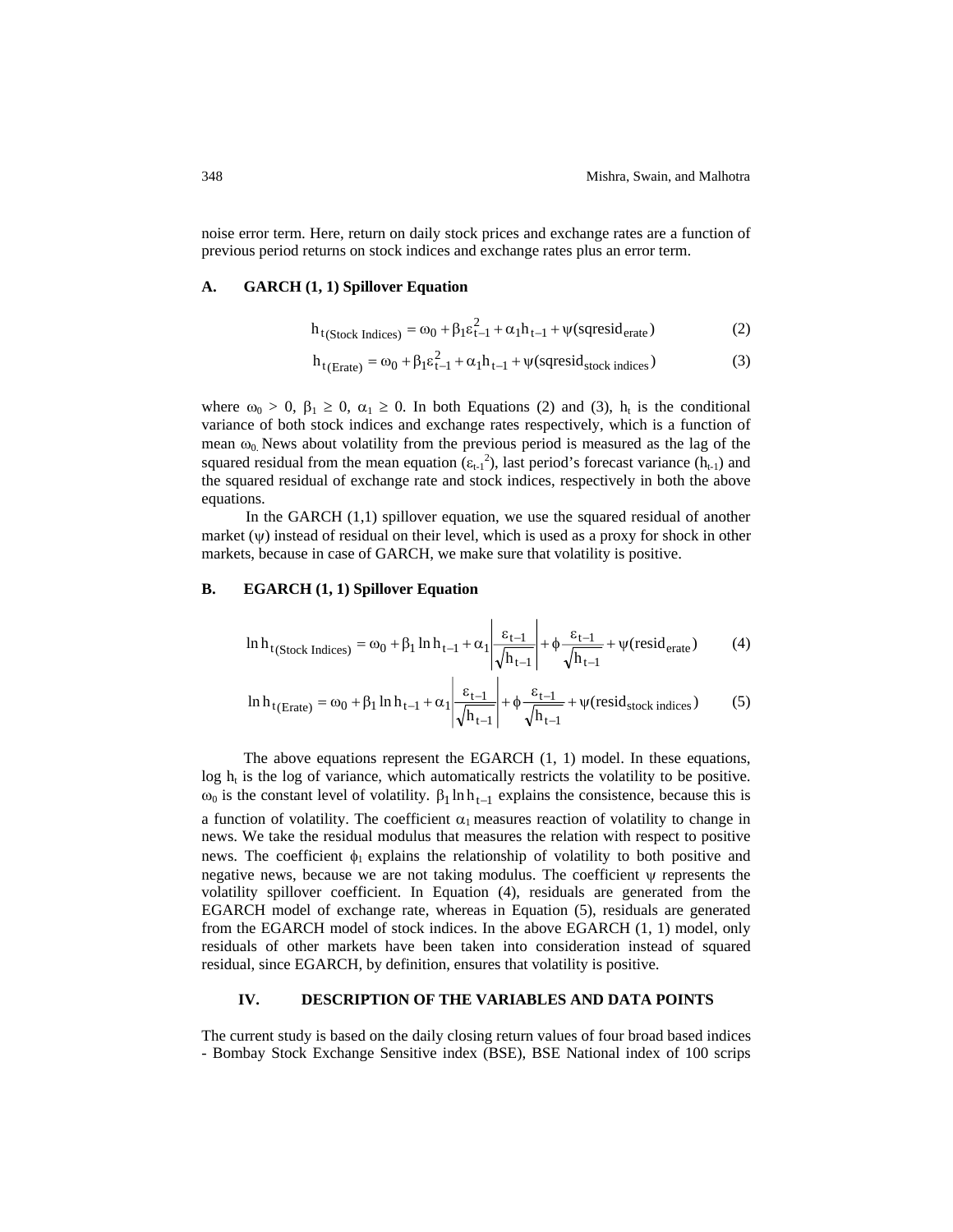noise error term. Here, return on daily stock prices and exchange rates are a function of previous period returns on stock indices and exchange rates plus an error term.

### A. GARCH (1, 1) Spillover Equation

$$h_{t(\text{Stock Indices})} = \omega_0 + \beta_1 \varepsilon_{t-1}^2 + \alpha_1 h_{t-1} + \psi(\text{sqresid}_{\text{erate}}) \tag{2}$$

$$h_{t(\text{Erate})} = \omega_0 + \beta_1 \varepsilon_{t-1}^2 + \alpha_1 h_{t-1} + \psi(\text{sqresid}_{\text{stock indices}}) \tag{3}$$

where $\omega_0 > 0$, $\beta_1 \geq 0$, $\alpha_1 \geq 0$. In both Equations (2) and (3), $h_t$ is the conditional variance of both stock indices and exchange rates respectively, which is a function of mean $\omega_0$. News about volatility from the previous period is measured as the lag of the squared residual from the mean equation ($\varepsilon_{t-1}^2$), last period's forecast variance ($h_{t-1}$) and the squared residual of exchange rate and stock indices, respectively in both the above equations.

In the GARCH (1,1) spillover equation, we use the squared residual of another market ($\psi$) instead of residual on their level, which is used as a proxy for shock in other markets, because in case of GARCH, we make sure that volatility is positive.

### B. EGARCH (1, 1) Spillover Equation

$$\ln h_{t(\text{Stock Indices})} = \omega_0 + \beta_1 \ln h_{t-1} + \alpha_1 \left| \frac{\varepsilon_{t-1}}{\sqrt{h_{t-1}}} \right| + \phi \frac{\varepsilon_{t-1}}{\sqrt{h_{t-1}}} + \psi(\text{resid}_{\text{erate}}) \tag{4}$$

$$\ln h_{t(\text{Erate})} = \omega_0 + \beta_1 \ln h_{t-1} + \alpha_1 \left| \frac{\varepsilon_{t-1}}{\sqrt{h_{t-1}}} \right| + \phi \frac{\varepsilon_{t-1}}{\sqrt{h_{t-1}}} + \psi(\text{resid}_{\text{stock indices}}) \tag{5}$$

The above equations represent the EGARCH (1, 1) model. In these equations, log $h_t$ is the log of variance, which automatically restricts the volatility to be positive. $\omega_0$ is the constant level of volatility. $\beta_1 \ln h_{t-1}$ explains the consistence, because this is a function of volatility. The coefficient $\alpha_1$ measures reaction of volatility to change in news. We take the residual modulus that measures the relation with respect to positive news. The coefficient $\phi_1$ explains the relationship of volatility to both positive and negative news, because we are not taking modulus. The coefficient $\psi$ represents the volatility spillover coefficient. In Equation (4), residuals are generated from the EGARCH model of exchange rate, whereas in Equation (5), residuals are generated from the EGARCH model of stock indices. In the above EGARCH (1, 1) model, only residuals of other markets have been taken into consideration instead of squared residual, since EGARCH, by definition, ensures that volatility is positive.

## IV. DESCRIPTION OF THE VARIABLES AND DATA POINTS

The current study is based on the daily closing return values of four broad based indices - Bombay Stock Exchange Sensitive index (BSE), BSE National index of 100 scrips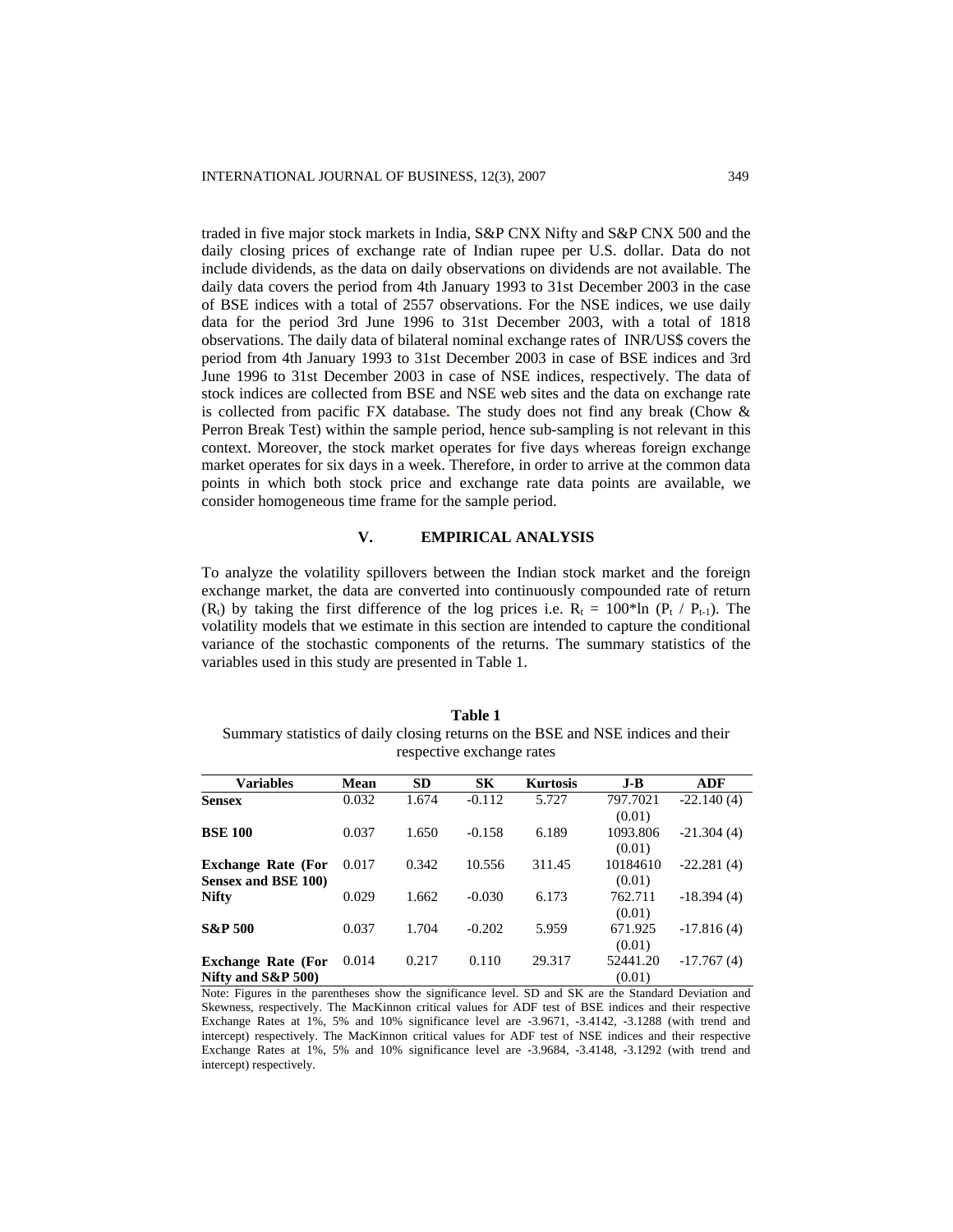traded in five major stock markets in India, S&P CNX Nifty and S&P CNX 500 and the daily closing prices of exchange rate of Indian rupee per U.S. dollar. Data do not include dividends, as the data on daily observations on dividends are not available. The daily data covers the period from 4th January 1993 to 31st December 2003 in the case of BSE indices with a total of 2557 observations. For the NSE indices, we use daily data for the period 3rd June 1996 to 31st December 2003, with a total of 1818 observations. The daily data of bilateral nominal exchange rates of INR/US$ covers the period from 4th January 1993 to 31st December 2003 in case of BSE indices and 3rd June 1996 to 31st December 2003 in case of NSE indices, respectively. The data of stock indices are collected from BSE and NSE web sites and the data on exchange rate is collected from pacific FX database. The study does not find any break (Chow & Perron Break Test) within the sample period, hence sub-sampling is not relevant in this context. Moreover, the stock market operates for five days whereas foreign exchange market operates for six days in a week. Therefore, in order to arrive at the common data points in which both stock price and exchange rate data points are available, we consider homogeneous time frame for the sample period.

## V. EMPIRICAL ANALYSIS

To analyze the volatility spillovers between the Indian stock market and the foreign exchange market, the data are converted into continuously compounded rate of return ($R_t$) by taking the first difference of the log prices i.e. $R_t = 100*\ln(P_t / P_{t-1})$. The volatility models that we estimate in this section are intended to capture the conditional variance of the stochastic components of the returns. The summary statistics of the variables used in this study are presented in Table 1.

**Table 1**

Summary statistics of daily closing returns on the BSE and NSE indices and their respective exchange rates

| Variables | Mean | SD | SK | Kurtosis | J-B | ADF |
|---|---|---|---|---|---|---|
| **Sensex** | 0.032 | 1.674 | -0.112 | 5.727 | 797.7021 (0.01) | -22.140 (4) |
| **BSE 100** | 0.037 | 1.650 | -0.158 | 6.189 | 1093.806 (0.01) | -21.304 (4) |
| **Exchange Rate (For Sensex and BSE 100)** | 0.017 | 0.342 | 10.556 | 311.45 | 10184610 (0.01) | -22.281 (4) |
| **Nifty** | 0.029 | 1.662 | -0.030 | 6.173 | 762.711 (0.01) | -18.394 (4) |
| **S&P 500** | 0.037 | 1.704 | -0.202 | 5.959 | 671.925 (0.01) | -17.816 (4) |
| **Exchange Rate (For Nifty and S&P 500)** | 0.014 | 0.217 | 0.110 | 29.317 | 52441.20 (0.01) | -17.767 (4) |

Note: Figures in the parentheses show the significance level. SD and SK are the Standard Deviation and Skewness, respectively. The MacKinnon critical values for ADF test of BSE indices and their respective Exchange Rates at 1%, 5% and 10% significance level are -3.9671, -3.4142, -3.1288 (with trend and intercept) respectively. The MacKinnon critical values for ADF test of NSE indices and their respective Exchange Rates at 1%, 5% and 10% significance level are -3.9684, -3.4148, -3.1292 (with trend and intercept) respectively.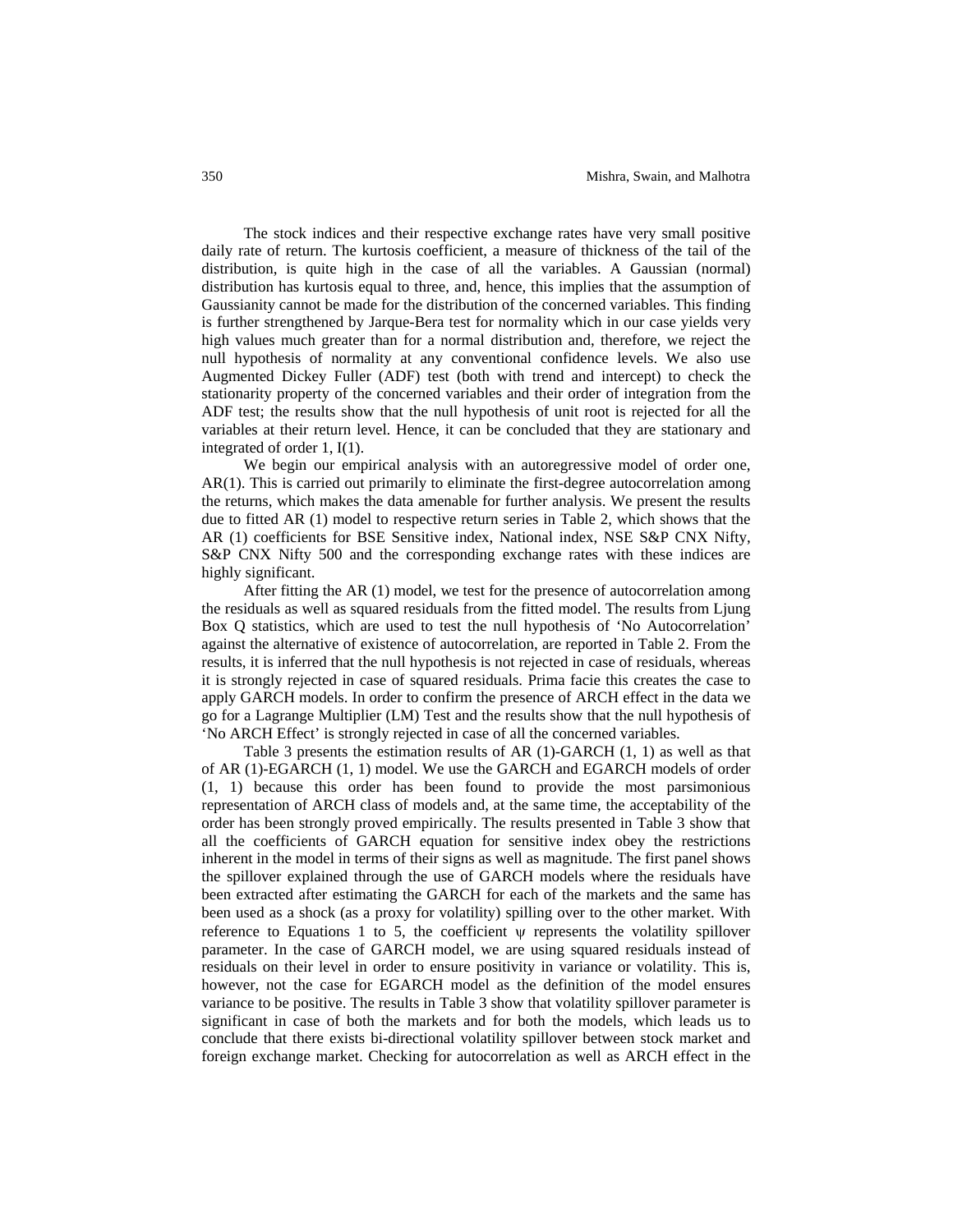The stock indices and their respective exchange rates have very small positive daily rate of return. The kurtosis coefficient, a measure of thickness of the tail of the distribution, is quite high in the case of all the variables. A Gaussian (normal) distribution has kurtosis equal to three, and, hence, this implies that the assumption of Gaussianity cannot be made for the distribution of the concerned variables. This finding is further strengthened by Jarque-Bera test for normality which in our case yields very high values much greater than for a normal distribution and, therefore, we reject the null hypothesis of normality at any conventional confidence levels. We also use Augmented Dickey Fuller (ADF) test (both with trend and intercept) to check the stationarity property of the concerned variables and their order of integration from the ADF test; the results show that the null hypothesis of unit root is rejected for all the variables at their return level. Hence, it can be concluded that they are stationary and integrated of order 1, I(1).

We begin our empirical analysis with an autoregressive model of order one, AR(1). This is carried out primarily to eliminate the first-degree autocorrelation among the returns, which makes the data amenable for further analysis. We present the results due to fitted AR (1) model to respective return series in Table 2, which shows that the AR (1) coefficients for BSE Sensitive index, National index, NSE S&P CNX Nifty, S&P CNX Nifty 500 and the corresponding exchange rates with these indices are highly significant.

After fitting the AR (1) model, we test for the presence of autocorrelation among the residuals as well as squared residuals from the fitted model. The results from Ljung Box Q statistics, which are used to test the null hypothesis of 'No Autocorrelation' against the alternative of existence of autocorrelation, are reported in Table 2. From the results, it is inferred that the null hypothesis is not rejected in case of residuals, whereas it is strongly rejected in case of squared residuals. Prima facie this creates the case to apply GARCH models. In order to confirm the presence of ARCH effect in the data we go for a Lagrange Multiplier (LM) Test and the results show that the null hypothesis of 'No ARCH Effect' is strongly rejected in case of all the concerned variables.

Table 3 presents the estimation results of AR (1)-GARCH (1, 1) as well as that of AR (1)-EGARCH (1, 1) model. We use the GARCH and EGARCH models of order (1, 1) because this order has been found to provide the most parsimonious representation of ARCH class of models and, at the same time, the acceptability of the order has been strongly proved empirically. The results presented in Table 3 show that all the coefficients of GARCH equation for sensitive index obey the restrictions inherent in the model in terms of their signs as well as magnitude. The first panel shows the spillover explained through the use of GARCH models where the residuals have been extracted after estimating the GARCH for each of the markets and the same has been used as a shock (as a proxy for volatility) spilling over to the other market. With reference to Equations 1 to 5, the coefficient $\psi$ represents the volatility spillover parameter. In the case of GARCH model, we are using squared residuals instead of residuals on their level in order to ensure positivity in variance or volatility. This is, however, not the case for EGARCH model as the definition of the model ensures variance to be positive. The results in Table 3 show that volatility spillover parameter is significant in case of both the markets and for both the models, which leads us to conclude that there exists bi-directional volatility spillover between stock market and foreign exchange market. Checking for autocorrelation as well as ARCH effect in the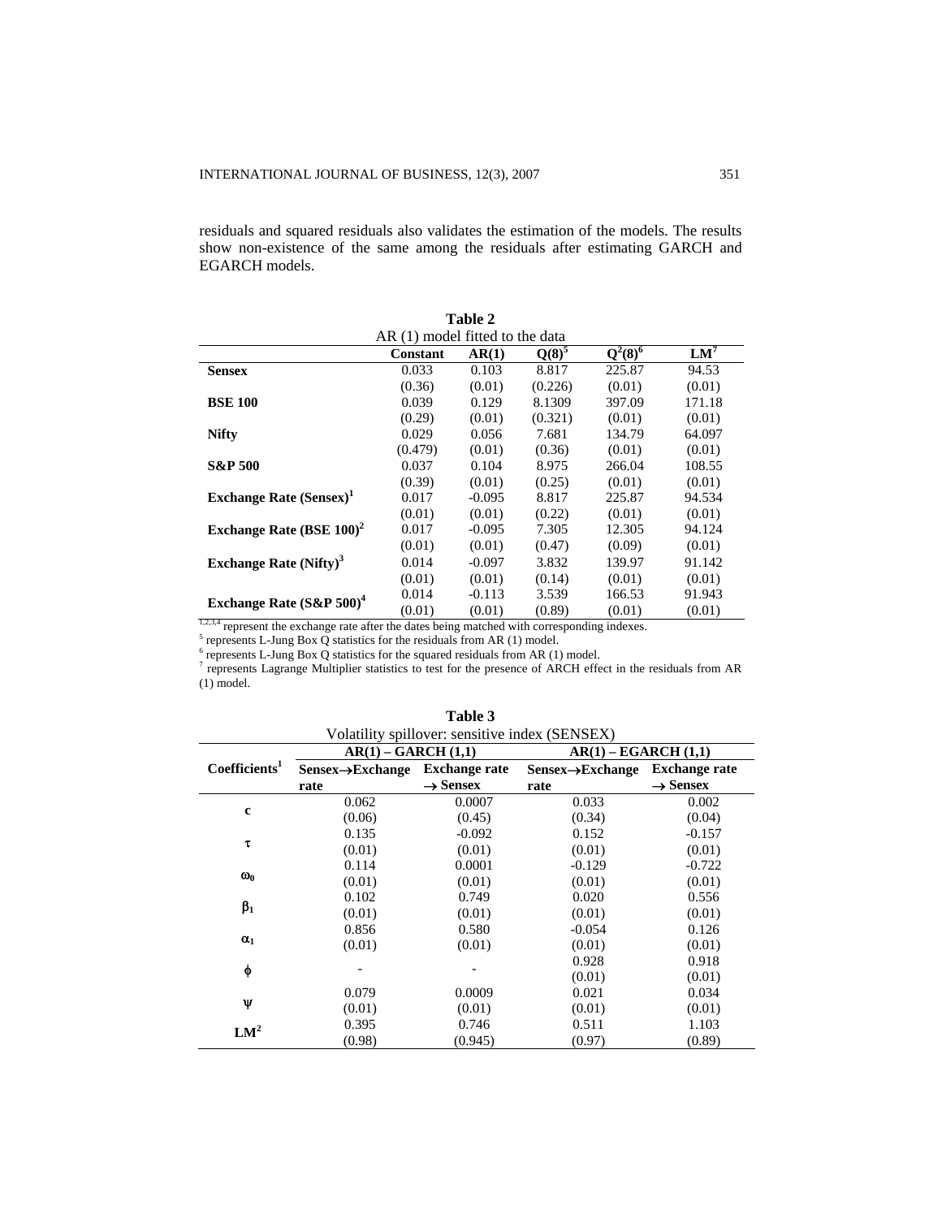residuals and squared residuals also validates the estimation of the models. The results show non-existence of the same among the residuals after estimating GARCH and EGARCH models.

**Table 2**

AR (1) model fitted to the data

| | Constant | AR(1) | $Q(8)^5$ | $Q^2(8)^6$ | $LM^7$ |
|---|---|---|---|---|---|
| **Sensex** | 0.033 | 0.103 | 8.817 | 225.87 | 94.53 |
| | (0.36) | (0.01) | (0.226) | (0.01) | (0.01) |
| **BSE 100** | 0.039 | 0.129 | 8.1309 | 397.09 | 171.18 |
| | (0.29) | (0.01) | (0.321) | (0.01) | (0.01) |
| **Nifty** | 0.029 | 0.056 | 7.681 | 134.79 | 64.097 |
| | (0.479) | (0.01) | (0.36) | (0.01) | (0.01) |
| **S&P 500** | 0.037 | 0.104 | 8.975 | 266.04 | 108.55 |
| | (0.39) | (0.01) | (0.25) | (0.01) | (0.01) |
| **Exchange Rate (Sensex)[1]** | 0.017 | -0.095 | 8.817 | 225.87 | 94.534 |
| | (0.01) | (0.01) | (0.22) | (0.01) | (0.01) |
| **Exchange Rate (BSE 100)[2]** | 0.017 | -0.095 | 7.305 | 12.305 | 94.124 |
| | (0.01) | (0.01) | (0.47) | (0.09) | (0.01) |
| **Exchange Rate (Nifty)[3]** | 0.014 | -0.097 | 3.832 | 139.97 | 91.142 |
| | (0.01) | (0.01) | (0.14) | (0.01) | (0.01) |
| **Exchange Rate (S&P 500)[4]** | 0.014 | -0.113 | 3.539 | 166.53 | 91.943 |
| | (0.01) | (0.01) | (0.89) | (0.01) | (0.01) |

[1,2,3,4] represent the exchange rate after the dates being matched with corresponding indexes.
[5] represents L-Jung Box Q statistics for the residuals from AR (1) model.
[6] represents L-Jung Box Q statistics for the squared residuals from AR (1) model.
[7] represents Lagrange Multiplier statistics to test for the presence of ARCH effect in the residuals from AR (1) model.

**Table 3**

Volatility spillover: sensitive index (SENSEX)

| | AR(1) – GARCH (1,1) | | AR(1) – EGARCH (1,1) | |
|---|---|---|---|---|
| **Coefficients[1]** | **Sensex→Exchange rate** | **Exchange rate → Sensex** | **Sensex→Exchange rate** | **Exchange rate → Sensex** |
| **c** | 0.062 | 0.0007 | 0.033 | 0.002 |
| | (0.06) | (0.45) | (0.34) | (0.04) |
| $\tau$ | 0.135 | -0.092 | 0.152 | -0.157 |
| | (0.01) | (0.01) | (0.01) | (0.01) |
| $\omega_0$ | 0.114 | 0.0001 | -0.129 | -0.722 |
| | (0.01) | (0.01) | (0.01) | (0.01) |
| $\beta_1$ | 0.102 | 0.749 | 0.020 | 0.556 |
| | (0.01) | (0.01) | (0.01) | (0.01) |
| $\alpha_1$ | 0.856 | 0.580 | -0.054 | 0.126 |
| | (0.01) | (0.01) | (0.01) | (0.01) |
| $\phi$ | - | - | 0.928 | 0.918 |
| | | | (0.01) | (0.01) |
| $\psi$ | 0.079 | 0.0009 | 0.021 | 0.034 |
| | (0.01) | (0.01) | (0.01) | (0.01) |
| $LM^2$ | 0.395 | 0.746 | 0.511 | 1.103 |
| | (0.98) | (0.945) | (0.97) | (0.89) |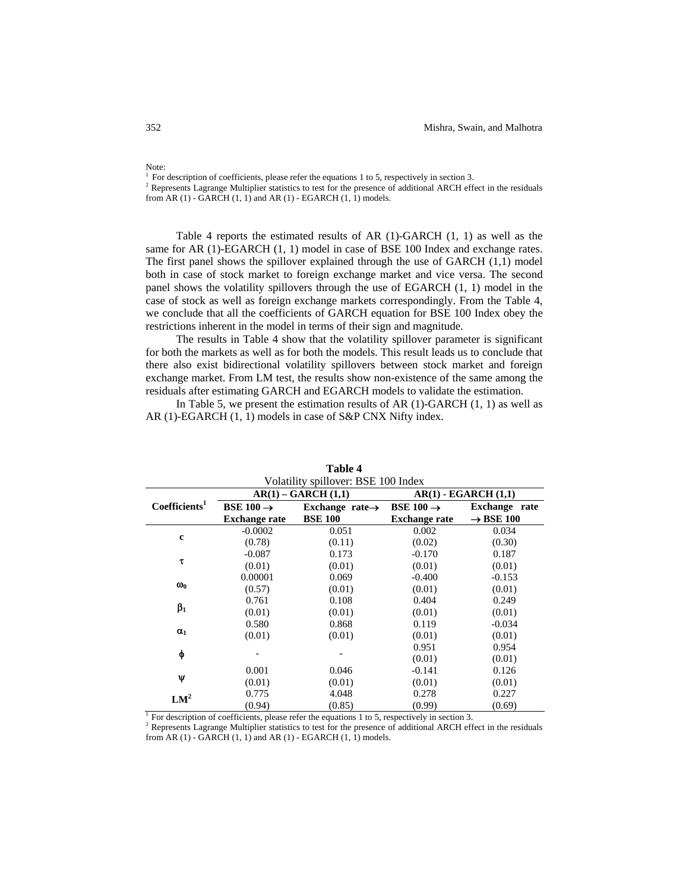Note:
[1] For description of coefficients, please refer the equations 1 to 5, respectively in section 3.
[2] Represents Lagrange Multiplier statistics to test for the presence of additional ARCH effect in the residuals from AR (1) - GARCH (1, 1) and AR (1) - EGARCH (1, 1) models.

Table 4 reports the estimated results of AR (1)-GARCH (1, 1) as well as the same for AR (1)-EGARCH (1, 1) model in case of BSE 100 Index and exchange rates. The first panel shows the spillover explained through the use of GARCH (1,1) model both in case of stock market to foreign exchange market and vice versa. The second panel shows the volatility spillovers through the use of EGARCH (1, 1) model in the case of stock as well as foreign exchange markets correspondingly. From the Table 4, we conclude that all the coefficients of GARCH equation for BSE 100 Index obey the restrictions inherent in the model in terms of their sign and magnitude.

The results in Table 4 show that the volatility spillover parameter is significant for both the markets as well as for both the models. This result leads us to conclude that there also exist bidirectional volatility spillovers between stock market and foreign exchange market. From LM test, the results show non-existence of the same among the residuals after estimating GARCH and EGARCH models to validate the estimation.

In Table 5, we present the estimation results of AR (1)-GARCH (1, 1) as well as AR (1)-EGARCH (1, 1) models in case of S&P CNX Nifty index.

**Table 4**
Volatility spillover: BSE 100 Index

| Coefficients[1] | AR(1) – GARCH (1,1) | | AR(1) - EGARCH (1,1) | |
|---|---|---|---|---|
| | **BSE 100 → Exchange rate** | **Exchange rate→ BSE 100** | **BSE 100 → Exchange rate** | **Exchange rate → BSE 100** |
| $c$ | -0.0002 (0.78) | 0.051 (0.11) | 0.002 (0.02) | 0.034 (0.30) |
| $\tau$ | -0.087 (0.01) | 0.173 (0.01) | -0.170 (0.01) | 0.187 (0.01) |
| $\omega_0$ | 0.00001 (0.57) | 0.069 (0.01) | -0.400 (0.01) | -0.153 (0.01) |
| $\beta_1$ | 0.761 (0.01) | 0.108 (0.01) | 0.404 (0.01) | 0.249 (0.01) |
| $\alpha_1$ | 0.580 (0.01) | 0.868 (0.01) | 0.119 (0.01) | -0.034 (0.01) |
| $\phi$ | - | - | 0.951 (0.01) | 0.954 (0.01) |
| $\psi$ | 0.001 (0.01) | 0.046 (0.01) | -0.141 (0.01) | 0.126 (0.01) |
| LM[2] | 0.775 (0.94) | 4.048 (0.85) | 0.278 (0.99) | 0.227 (0.69) |

[1] For description of coefficients, please refer the equations 1 to 5, respectively in section 3.
[2] Represents Lagrange Multiplier statistics to test for the presence of additional ARCH effect in the residuals from AR (1) - GARCH (1, 1) and AR (1) - EGARCH (1, 1) models.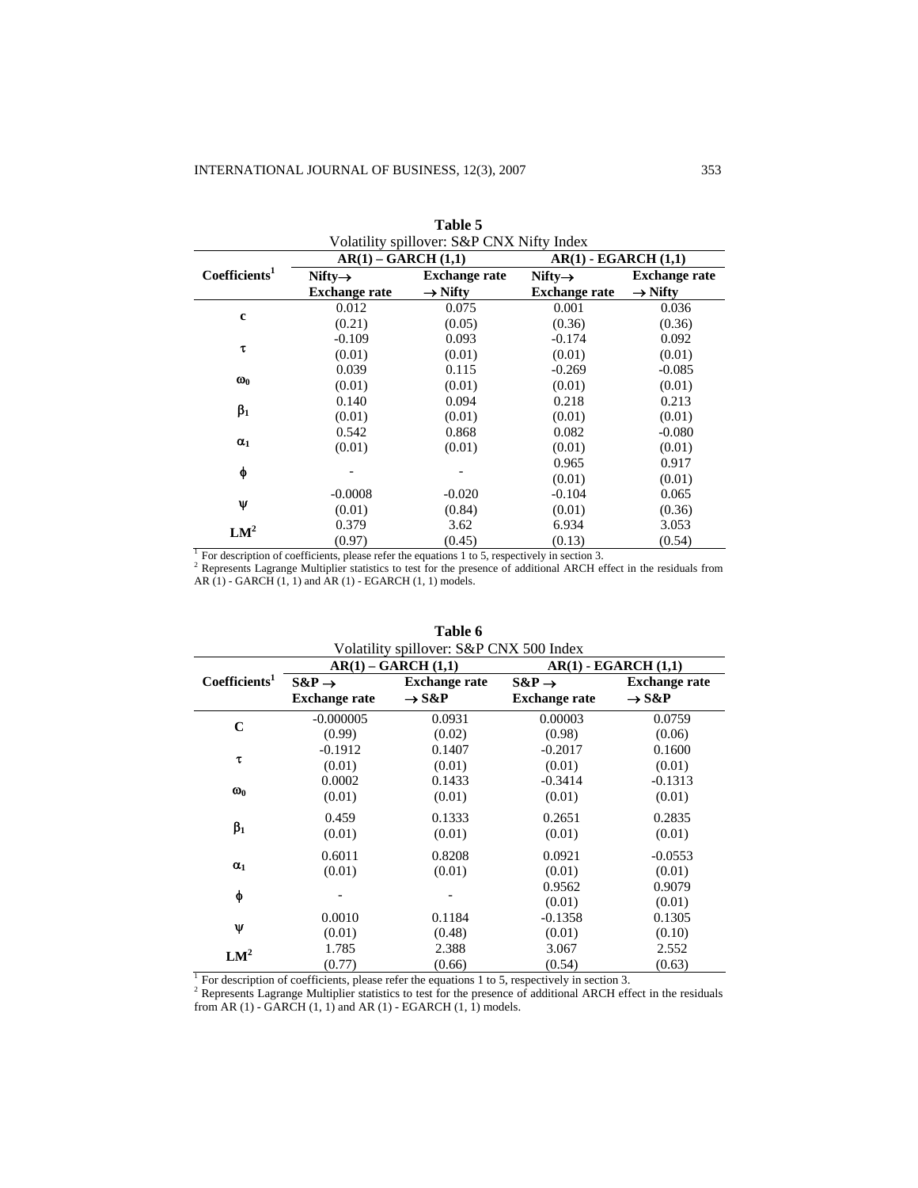**Table 5**
Volatility spillover: S&P CNX Nifty Index

| Coefficients[1] | AR(1) – GARCH (1,1) | | AR(1) - EGARCH (1,1) | |
|---|---|---|---|---|
| | Nifty→ Exchange rate | Exchange rate → Nifty | Nifty→ Exchange rate | Exchange rate → Nifty |
| c | 0.012 | 0.075 | 0.001 | 0.036 |
| | (0.21) | (0.05) | (0.36) | (0.36) |
| $\tau$ | -0.109 | 0.093 | -0.174 | 0.092 |
| | (0.01) | (0.01) | (0.01) | (0.01) |
| $\omega_0$ | 0.039 | 0.115 | -0.269 | -0.085 |
| | (0.01) | (0.01) | (0.01) | (0.01) |
| $\beta_1$ | 0.140 | 0.094 | 0.218 | 0.213 |
| | (0.01) | (0.01) | (0.01) | (0.01) |
| $\alpha_1$ | 0.542 | 0.868 | 0.082 | -0.080 |
| | (0.01) | (0.01) | (0.01) | (0.01) |
| $\phi$ | - | - | 0.965 | 0.917 |
| | | | (0.01) | (0.01) |
| $\psi$ | -0.0008 | -0.020 | -0.104 | 0.065 |
| | (0.01) | (0.84) | (0.01) | (0.36) |
| LM[2] | 0.379 | 3.62 | 6.934 | 3.053 |
| | (0.97) | (0.45) | (0.13) | (0.54) |

[1] For description of coefficients, please refer the equations 1 to 5, respectively in section 3.
[2] Represents Lagrange Multiplier statistics to test for the presence of additional ARCH effect in the residuals from AR (1) - GARCH (1, 1) and AR (1) - EGARCH (1, 1) models.

**Table 6**
Volatility spillover: S&P CNX 500 Index

| Coefficients[1] | AR(1) – GARCH (1,1) | | AR(1) - EGARCH (1,1) | |
|---|---|---|---|---|
| | S&P → Exchange rate | Exchange rate → S&P | S&P → Exchange rate | Exchange rate → S&P |
| C | -0.000005 | 0.0931 | 0.00003 | 0.0759 |
| | (0.99) | (0.02) | (0.98) | (0.06) |
| $\tau$ | -0.1912 | 0.1407 | -0.2017 | 0.1600 |
| | (0.01) | (0.01) | (0.01) | (0.01) |
| $\omega_0$ | 0.0002 | 0.1433 | -0.3414 | -0.1313 |
| | (0.01) | (0.01) | (0.01) | (0.01) |
| $\beta_1$ | 0.459 | 0.1333 | 0.2651 | 0.2835 |
| | (0.01) | (0.01) | (0.01) | (0.01) |
| $\alpha_1$ | 0.6011 | 0.8208 | 0.0921 | -0.0553 |
| | (0.01) | (0.01) | (0.01) | (0.01) |
| $\phi$ | - | - | 0.9562 | 0.9079 |
| | | | (0.01) | (0.01) |
| $\psi$ | 0.0010 | 0.1184 | -0.1358 | 0.1305 |
| | (0.01) | (0.48) | (0.01) | (0.10) |
| LM[2] | 1.785 | 2.388 | 3.067 | 2.552 |
| | (0.77) | (0.66) | (0.54) | (0.63) |

[1] For description of coefficients, please refer the equations 1 to 5, respectively in section 3.
[2] Represents Lagrange Multiplier statistics to test for the presence of additional ARCH effect in the residuals from AR (1) - GARCH (1, 1) and AR (1) - EGARCH (1, 1) models.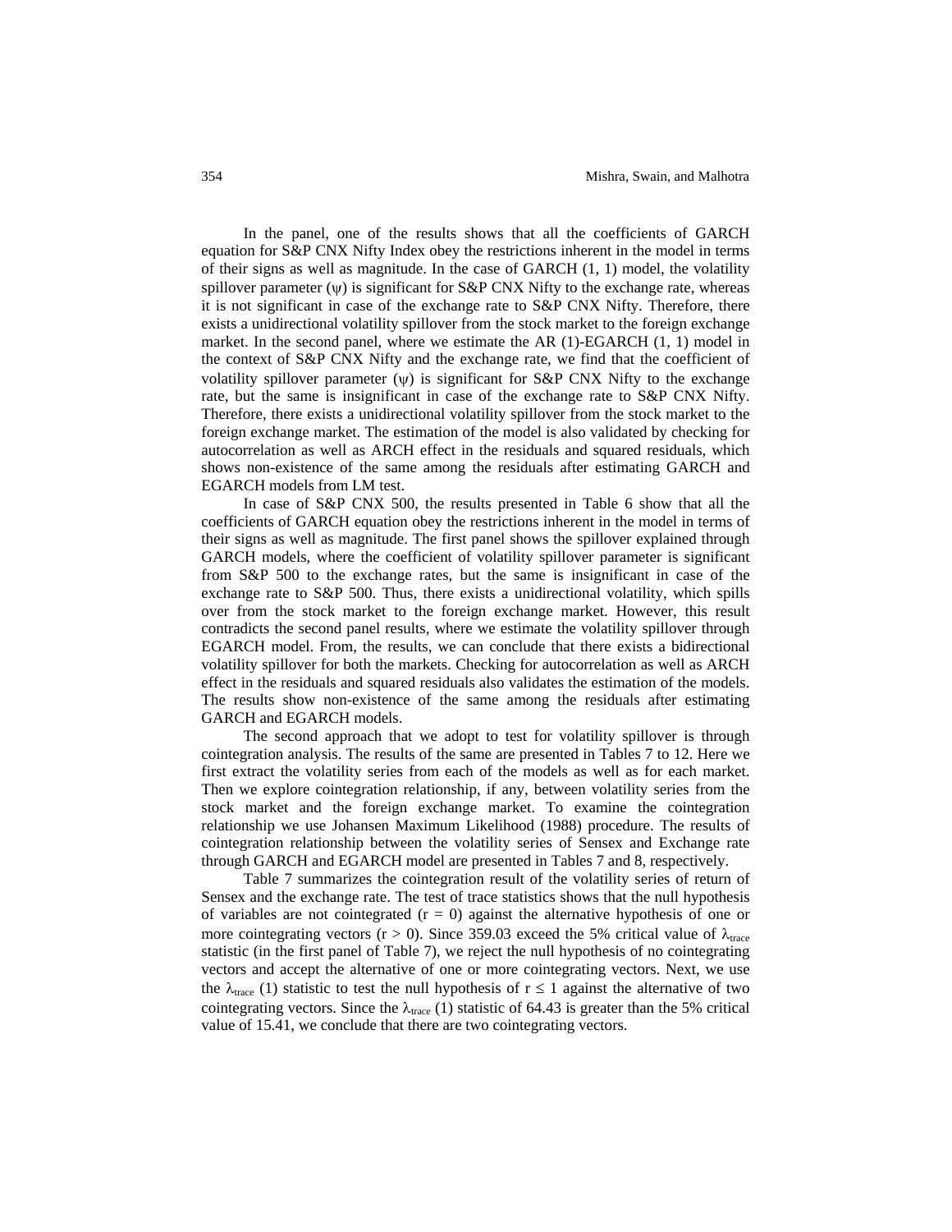In the panel, one of the results shows that all the coefficients of GARCH equation for S&P CNX Nifty Index obey the restrictions inherent in the model in terms of their signs as well as magnitude. In the case of GARCH (1, 1) model, the volatility spillover parameter ($\psi$) is significant for S&P CNX Nifty to the exchange rate, whereas it is not significant in case of the exchange rate to S&P CNX Nifty. Therefore, there exists a unidirectional volatility spillover from the stock market to the foreign exchange market. In the second panel, where we estimate the AR (1)-EGARCH (1, 1) model in the context of S&P CNX Nifty and the exchange rate, we find that the coefficient of volatility spillover parameter ($\psi$) is significant for S&P CNX Nifty to the exchange rate, but the same is insignificant in case of the exchange rate to S&P CNX Nifty. Therefore, there exists a unidirectional volatility spillover from the stock market to the foreign exchange market. The estimation of the model is also validated by checking for autocorrelation as well as ARCH effect in the residuals and squared residuals, which shows non-existence of the same among the residuals after estimating GARCH and EGARCH models from LM test.

In case of S&P CNX 500, the results presented in Table 6 show that all the coefficients of GARCH equation obey the restrictions inherent in the model in terms of their signs as well as magnitude. The first panel shows the spillover explained through GARCH models, where the coefficient of volatility spillover parameter is significant from S&P 500 to the exchange rates, but the same is insignificant in case of the exchange rate to S&P 500. Thus, there exists a unidirectional volatility, which spills over from the stock market to the foreign exchange market. However, this result contradicts the second panel results, where we estimate the volatility spillover through EGARCH model. From, the results, we can conclude that there exists a bidirectional volatility spillover for both the markets. Checking for autocorrelation as well as ARCH effect in the residuals and squared residuals also validates the estimation of the models. The results show non-existence of the same among the residuals after estimating GARCH and EGARCH models.

The second approach that we adopt to test for volatility spillover is through cointegration analysis. The results of the same are presented in Tables 7 to 12. Here we first extract the volatility series from each of the models as well as for each market. Then we explore cointegration relationship, if any, between volatility series from the stock market and the foreign exchange market. To examine the cointegration relationship we use Johansen Maximum Likelihood (1988) procedure. The results of cointegration relationship between the volatility series of Sensex and Exchange rate through GARCH and EGARCH model are presented in Tables 7 and 8, respectively.

Table 7 summarizes the cointegration result of the volatility series of return of Sensex and the exchange rate. The test of trace statistics shows that the null hypothesis of variables are not cointegrated ($r = 0$) against the alternative hypothesis of one or more cointegrating vectors ($r > 0$). Since 359.03 exceed the 5% critical value of $\lambda_{trace}$ statistic (in the first panel of Table 7), we reject the null hypothesis of no cointegrating vectors and accept the alternative of one or more cointegrating vectors. Next, we use the $\lambda_{trace}$ (1) statistic to test the null hypothesis of $r \leq 1$ against the alternative of two cointegrating vectors. Since the $\lambda_{trace}$ (1) statistic of 64.43 is greater than the 5% critical value of 15.41, we conclude that there are two cointegrating vectors.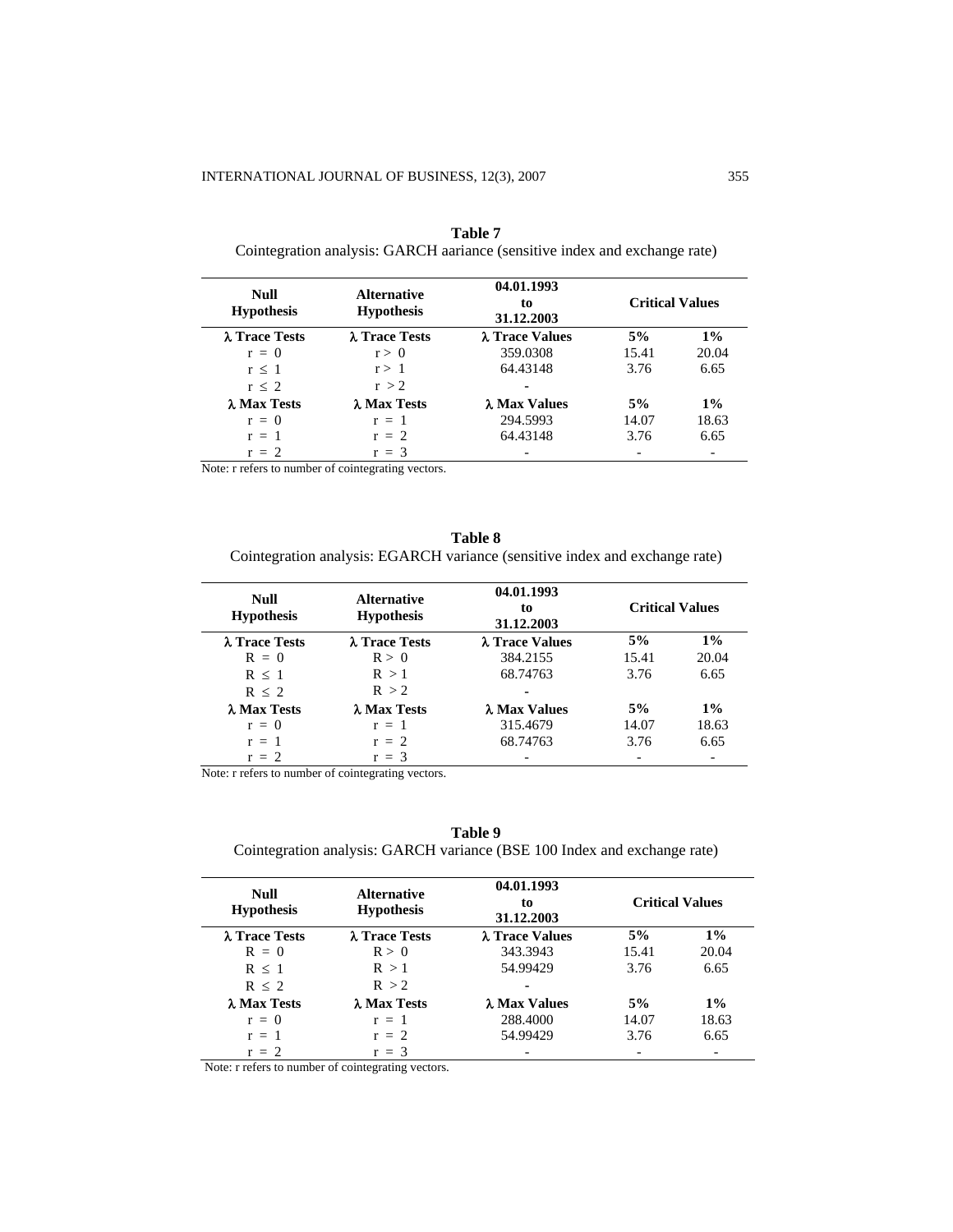**Table 7**
Cointegration analysis: GARCH aariance (sensitive index and exchange rate)

| Null Hypothesis | Alternative Hypothesis | 04.01.1993 to 31.12.2003 | Critical Values | |
|---|---|---|---|---|
| **λ Trace Tests** | **λ Trace Tests** | **λ Trace Values** | **5%** | **1%** |
| $r = 0$ | $r > 0$ | 359.0308 | 15.41 | 20.04 |
| $r \leq 1$ | $r > 1$ | 64.43148 | 3.76 | 6.65 |
| $r \leq 2$ | $r > 2$ | - | | |
| **λ Max Tests** | **λ Max Tests** | **λ Max Values** | **5%** | **1%** |
| $r = 0$ | $r = 1$ | 294.5993 | 14.07 | 18.63 |
| $r = 1$ | $r = 2$ | 64.43148 | 3.76 | 6.65 |
| $r = 2$ | $r = 3$ | - | - | - |

Note: r refers to number of cointegrating vectors.

**Table 8**
Cointegration analysis: EGARCH variance (sensitive index and exchange rate)

| Null Hypothesis | Alternative Hypothesis | 04.01.1993 to 31.12.2003 | Critical Values | |
|---|---|---|---|---|
| **λ Trace Tests** | **λ Trace Tests** | **λ Trace Values** | **5%** | **1%** |
| $R = 0$ | $R > 0$ | 384.2155 | 15.41 | 20.04 |
| $R \leq 1$ | $R > 1$ | 68.74763 | 3.76 | 6.65 |
| $R \leq 2$ | $R > 2$ | - | | |
| **λ Max Tests** | **λ Max Tests** | **λ Max Values** | **5%** | **1%** |
| $r = 0$ | $r = 1$ | 315.4679 | 14.07 | 18.63 |
| $r = 1$ | $r = 2$ | 68.74763 | 3.76 | 6.65 |
| $r = 2$ | $r = 3$ | - | - | - |

Note: r refers to number of cointegrating vectors.

**Table 9**
Cointegration analysis: GARCH variance (BSE 100 Index and exchange rate)

| Null Hypothesis | Alternative Hypothesis | 04.01.1993 to 31.12.2003 | Critical Values | |
|---|---|---|---|---|
| **λ Trace Tests** | **λ Trace Tests** | **λ Trace Values** | **5%** | **1%** |
| $R = 0$ | $R > 0$ | 343.3943 | 15.41 | 20.04 |
| $R \leq 1$ | $R > 1$ | 54.99429 | 3.76 | 6.65 |
| $R \leq 2$ | $R > 2$ | - | | |
| **λ Max Tests** | **λ Max Tests** | **λ Max Values** | **5%** | **1%** |
| $r = 0$ | $r = 1$ | 288.4000 | 14.07 | 18.63 |
| $r = 1$ | $r = 2$ | 54.99429 | 3.76 | 6.65 |
| $r = 2$ | $r = 3$ | - | - | - |

Note: r refers to number of cointegrating vectors.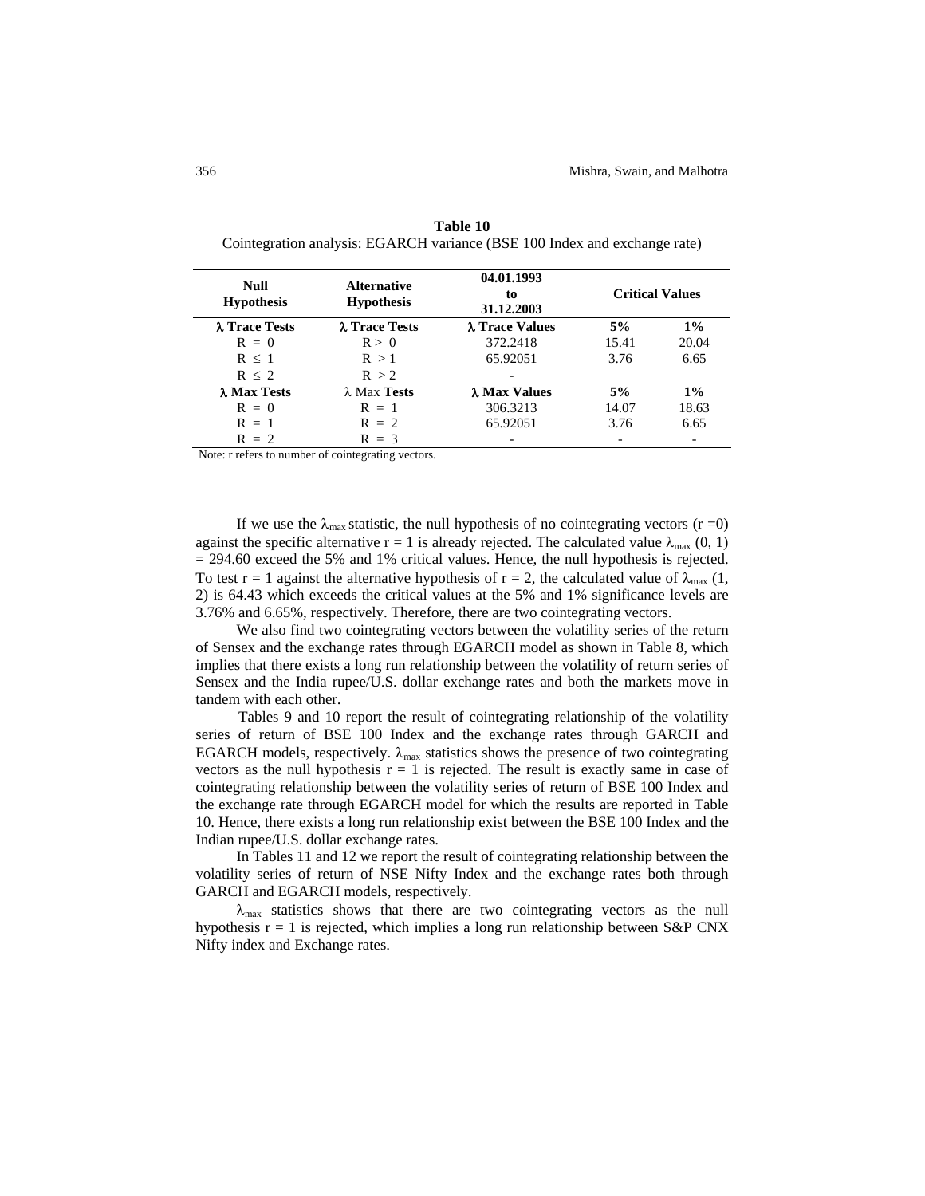**Table 10**
Cointegration analysis: EGARCH variance (BSE 100 Index and exchange rate)

| Null Hypothesis | Alternative Hypothesis | 04.01.1993 to 31.12.2003 | Critical Values | |
|---|---|---|---|---|
| **λ Trace Tests** | **λ Trace Tests** | **λ Trace Values** | **5%** | **1%** |
| R = 0 | R > 0 | 372.2418 | 15.41 | 20.04 |
| R ≤ 1 | R > 1 | 65.92051 | 3.76 | 6.65 |
| R ≤ 2 | R > 2 | - | | |
| **λ Max Tests** | λ Max **Tests** | **λ Max Values** | **5%** | **1%** |
| R = 0 | R = 1 | 306.3213 | 14.07 | 18.63 |
| R = 1 | R = 2 | 65.92051 | 3.76 | 6.65 |
| R = 2 | R = 3 | - | - | - |

Note: r refers to number of cointegrating vectors.

If we use the $\lambda_{max}$ statistic, the null hypothesis of no cointegrating vectors (r =0) against the specific alternative r = 1 is already rejected. The calculated value $\lambda_{max}$ (0, 1) = 294.60 exceed the 5% and 1% critical values. Hence, the null hypothesis is rejected. To test r = 1 against the alternative hypothesis of r = 2, the calculated value of $\lambda_{max}$ (1, 2) is 64.43 which exceeds the critical values at the 5% and 1% significance levels are 3.76% and 6.65%, respectively. Therefore, there are two cointegrating vectors.

We also find two cointegrating vectors between the volatility series of the return of Sensex and the exchange rates through EGARCH model as shown in Table 8, which implies that there exists a long run relationship between the volatility of return series of Sensex and the India rupee/U.S. dollar exchange rates and both the markets move in tandem with each other.

Tables 9 and 10 report the result of cointegrating relationship of the volatility series of return of BSE 100 Index and the exchange rates through GARCH and EGARCH models, respectively. $\lambda_{max}$ statistics shows the presence of two cointegrating vectors as the null hypothesis r = 1 is rejected. The result is exactly same in case of cointegrating relationship between the volatility series of return of BSE 100 Index and the exchange rate through EGARCH model for which the results are reported in Table 10. Hence, there exists a long run relationship exist between the BSE 100 Index and the Indian rupee/U.S. dollar exchange rates.

In Tables 11 and 12 we report the result of cointegrating relationship between the volatility series of return of NSE Nifty Index and the exchange rates both through GARCH and EGARCH models, respectively.

$\lambda_{max}$ statistics shows that there are two cointegrating vectors as the null hypothesis r = 1 is rejected, which implies a long run relationship between S&P CNX Nifty index and Exchange rates.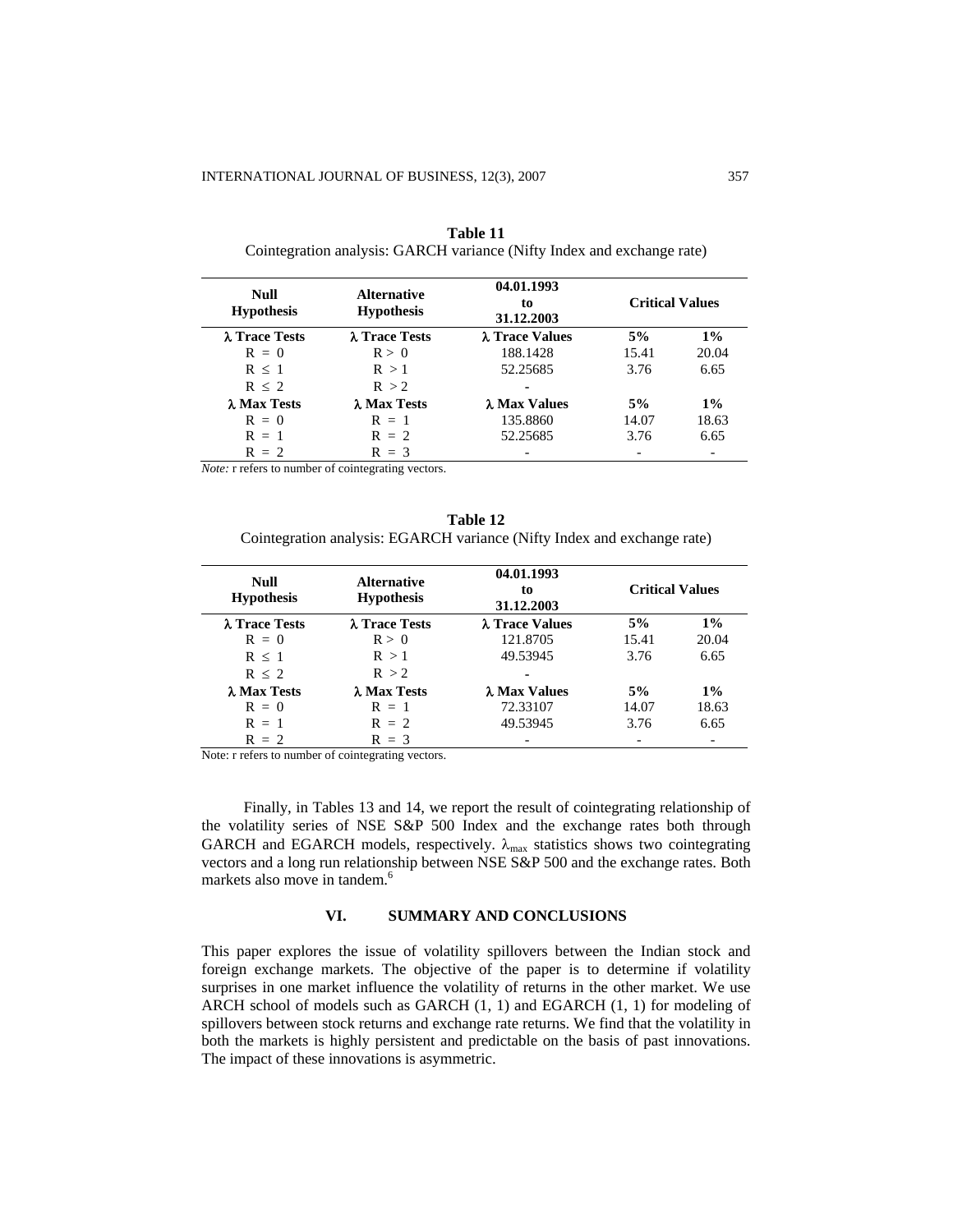**Table 11**

Cointegration analysis: GARCH variance (Nifty Index and exchange rate)

| Null Hypothesis | Alternative Hypothesis | 04.01.1993 to 31.12.2003 | Critical Values | |
|---|---|---|---|---|
| **λ Trace Tests** | **λ Trace Tests** | **λ Trace Values** | **5%** | **1%** |
| R = 0 | R > 0 | 188.1428 | 15.41 | 20.04 |
| R ≤ 1 | R > 1 | 52.25685 | 3.76 | 6.65 |
| R ≤ 2 | R > 2 | - | | |
| **λ Max Tests** | **λ Max Tests** | **λ Max Values** | **5%** | **1%** |
| R = 0 | R = 1 | 135.8860 | 14.07 | 18.63 |
| R = 1 | R = 2 | 52.25685 | 3.76 | 6.65 |
| R = 2 | R = 3 | - | - | - |

*Note:* r refers to number of cointegrating vectors.

**Table 12**

Cointegration analysis: EGARCH variance (Nifty Index and exchange rate)

| Null Hypothesis | Alternative Hypothesis | 04.01.1993 to 31.12.2003 | Critical Values | |
|---|---|---|---|---|
| **λ Trace Tests** | **λ Trace Tests** | **λ Trace Values** | **5%** | **1%** |
| R = 0 | R > 0 | 121.8705 | 15.41 | 20.04 |
| R ≤ 1 | R > 1 | 49.53945 | 3.76 | 6.65 |
| R ≤ 2 | R > 2 | - | | |
| **λ Max Tests** | **λ Max Tests** | **λ Max Values** | **5%** | **1%** |
| R = 0 | R = 1 | 72.33107 | 14.07 | 18.63 |
| R = 1 | R = 2 | 49.53945 | 3.76 | 6.65 |
| R = 2 | R = 3 | - | - | - |

Note: r refers to number of cointegrating vectors.

Finally, in Tables 13 and 14, we report the result of cointegrating relationship of the volatility series of NSE S&P 500 Index and the exchange rates both through GARCH and EGARCH models, respectively. $\lambda_{max}$ statistics shows two cointegrating vectors and a long run relationship between NSE S&P 500 and the exchange rates. Both markets also move in tandem.[6]

## VI. SUMMARY AND CONCLUSIONS

This paper explores the issue of volatility spillovers between the Indian stock and foreign exchange markets. The objective of the paper is to determine if volatility surprises in one market influence the volatility of returns in the other market. We use ARCH school of models such as GARCH (1, 1) and EGARCH (1, 1) for modeling of spillovers between stock returns and exchange rate returns. We find that the volatility in both the markets is highly persistent and predictable on the basis of past innovations. The impact of these innovations is asymmetric.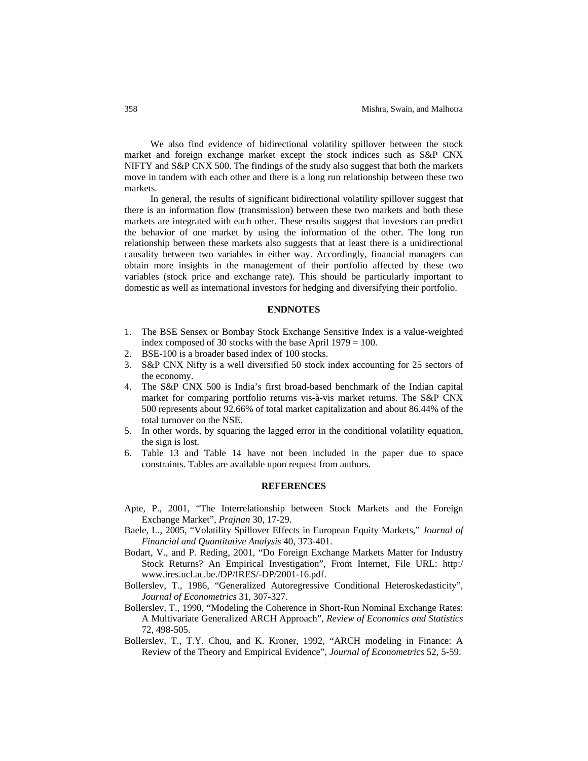We also find evidence of bidirectional volatility spillover between the stock market and foreign exchange market except the stock indices such as S&P CNX NIFTY and S&P CNX 500. The findings of the study also suggest that both the markets move in tandem with each other and there is a long run relationship between these two markets.

In general, the results of significant bidirectional volatility spillover suggest that there is an information flow (transmission) between these two markets and both these markets are integrated with each other. These results suggest that investors can predict the behavior of one market by using the information of the other. The long run relationship between these markets also suggests that at least there is a unidirectional causality between two variables in either way. Accordingly, financial managers can obtain more insights in the management of their portfolio affected by these two variables (stock price and exchange rate). This should be particularly important to domestic as well as international investors for hedging and diversifying their portfolio.

## ENDNOTES

1. The BSE Sensex or Bombay Stock Exchange Sensitive Index is a value-weighted index composed of 30 stocks with the base April 1979 = 100.
2. BSE-100 is a broader based index of 100 stocks.
3. S&P CNX Nifty is a well diversified 50 stock index accounting for 25 sectors of the economy.
4. The S&P CNX 500 is India's first broad-based benchmark of the Indian capital market for comparing portfolio returns vis-à-vis market returns. The S&P CNX 500 represents about 92.66% of total market capitalization and about 86.44% of the total turnover on the NSE.
5. In other words, by squaring the lagged error in the conditional volatility equation, the sign is lost.
6. Table 13 and Table 14 have not been included in the paper due to space constraints. Tables are available upon request from authors.

## REFERENCES

Apte, P., 2001, "The Interrelationship between Stock Markets and the Foreign Exchange Market", *Prajnan* 30, 17-29.

Baele, L., 2005, "Volatility Spillover Effects in European Equity Markets," *Journal of Financial and Quantitative Analysis* 40, 373-401.

Bodart, V., and P. Reding, 2001, "Do Foreign Exchange Markets Matter for Industry Stock Returns? An Empirical Investigation", From Internet, File URL: http:/ www.ires.ucl.ac.be./DP/IRES/-DP/2001-16.pdf.

Bollerslev, T., 1986, "Generalized Autoregressive Conditional Heteroskedasticity", *Journal of Econometrics* 31, 307-327.

Bollerslev, T., 1990, "Modeling the Coherence in Short-Run Nominal Exchange Rates: A Multivariate Generalized ARCH Approach", *Review of Economics and Statistics* 72, 498-505.

Bollerslev, T., T.Y. Chou, and K. Kroner, 1992, "ARCH modeling in Finance: A Review of the Theory and Empirical Evidence", *Journal of Econometrics* 52, 5-59.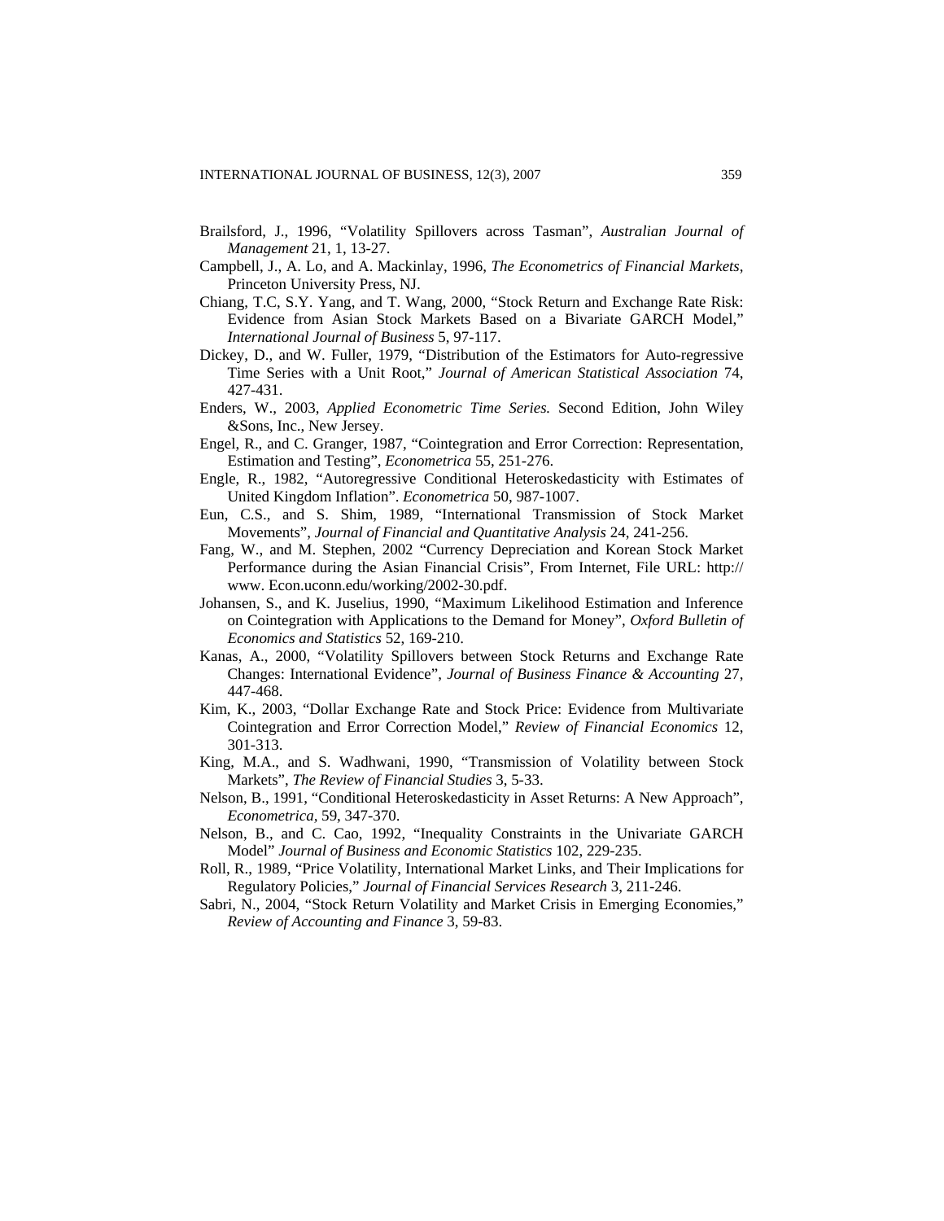Brailsford, J., 1996, "Volatility Spillovers across Tasman", *Australian Journal of Management* 21, 1, 13-27.

Campbell, J., A. Lo, and A. Mackinlay, 1996, *The Econometrics of Financial Markets*, Princeton University Press, NJ.

Chiang, T.C, S.Y. Yang, and T. Wang, 2000, "Stock Return and Exchange Rate Risk: Evidence from Asian Stock Markets Based on a Bivariate GARCH Model," *International Journal of Business* 5, 97-117.

Dickey, D., and W. Fuller, 1979, "Distribution of the Estimators for Auto-regressive Time Series with a Unit Root," *Journal of American Statistical Association* 74, 427-431.

Enders, W., 2003, *Applied Econometric Time Series.* Second Edition, John Wiley &Sons, Inc., New Jersey.

Engel, R., and C. Granger, 1987, "Cointegration and Error Correction: Representation, Estimation and Testing", *Econometrica* 55, 251-276.

Engle, R., 1982, "Autoregressive Conditional Heteroskedasticity with Estimates of United Kingdom Inflation". *Econometrica* 50, 987-1007.

Eun, C.S., and S. Shim, 1989, "International Transmission of Stock Market Movements", *Journal of Financial and Quantitative Analysis* 24, 241-256.

Fang, W., and M. Stephen, 2002 "Currency Depreciation and Korean Stock Market Performance during the Asian Financial Crisis", From Internet, File URL: http:// www. Econ.uconn.edu/working/2002-30.pdf.

Johansen, S., and K. Juselius, 1990, "Maximum Likelihood Estimation and Inference on Cointegration with Applications to the Demand for Money", *Oxford Bulletin of Economics and Statistics* 52, 169-210.

Kanas, A., 2000, "Volatility Spillovers between Stock Returns and Exchange Rate Changes: International Evidence", *Journal of Business Finance & Accounting* 27, 447-468.

Kim, K., 2003, "Dollar Exchange Rate and Stock Price: Evidence from Multivariate Cointegration and Error Correction Model," *Review of Financial Economics* 12, 301-313.

King, M.A., and S. Wadhwani, 1990, "Transmission of Volatility between Stock Markets", *The Review of Financial Studies* 3, 5-33.

Nelson, B., 1991, "Conditional Heteroskedasticity in Asset Returns: A New Approach", *Econometrica*, 59, 347-370.

Nelson, B., and C. Cao, 1992, "Inequality Constraints in the Univariate GARCH Model" *Journal of Business and Economic Statistics* 102, 229-235.

Roll, R., 1989, "Price Volatility, International Market Links, and Their Implications for Regulatory Policies," *Journal of Financial Services Research* 3, 211-246.

Sabri, N., 2004, "Stock Return Volatility and Market Crisis in Emerging Economies," *Review of Accounting and Finance* 3, 59-83.